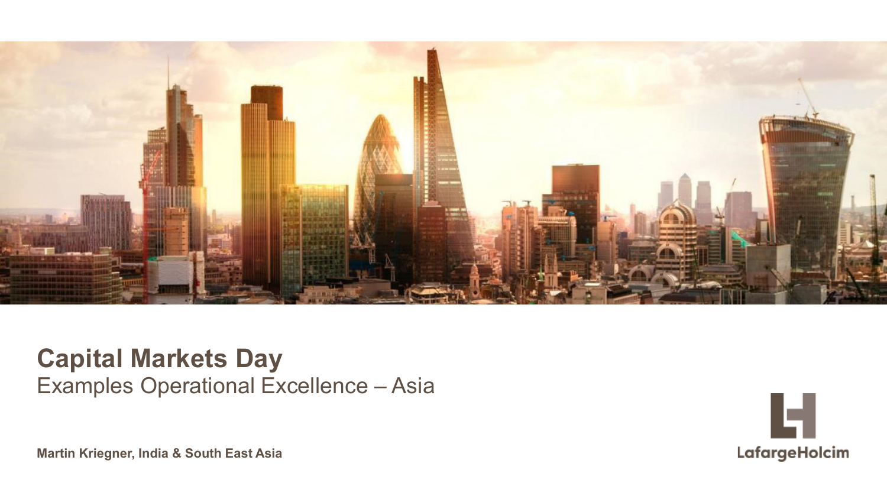# Capital Markets Day

## Examples Operational Excellence – Asia

**Martin Kriegner, India & South East Asia**

LafargeHolcim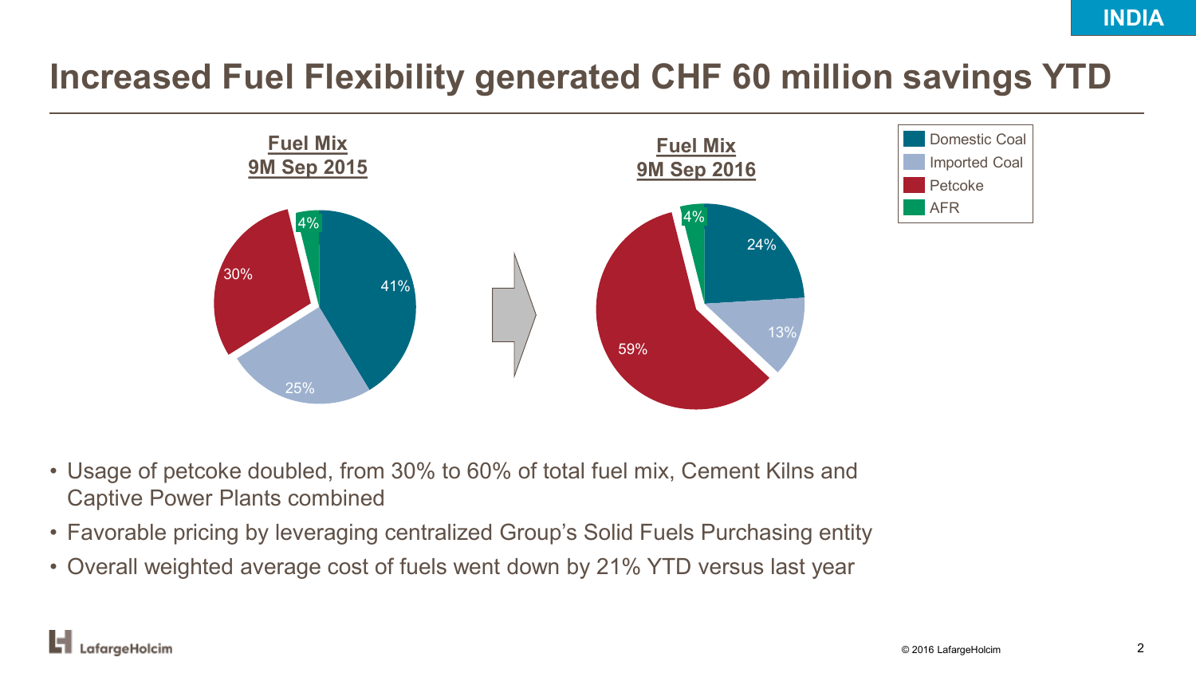INDIA

# Increased Fuel Flexibility generated CHF 60 million savings YTD

**Fuel Mix 9M Sep 2015**

| Fuel | Share |
| --- | --- |
| Domestic Coal | 41% |
| Imported Coal | 25% |
| Petcoke | 30% |
| AFR | 4% |

**Fuel Mix 9M Sep 2016**

| Fuel | Share |
| --- | --- |
| Domestic Coal | 24% |
| Imported Coal | 13% |
| Petcoke | 59% |
| AFR | 4% |

- Usage of petcoke doubled, from 30% to 60% of total fuel mix, Cement Kilns and Captive Power Plants combined
- Favorable pricing by leveraging centralized Group's Solid Fuels Purchasing entity
- Overall weighted average cost of fuels went down by 21% YTD versus last year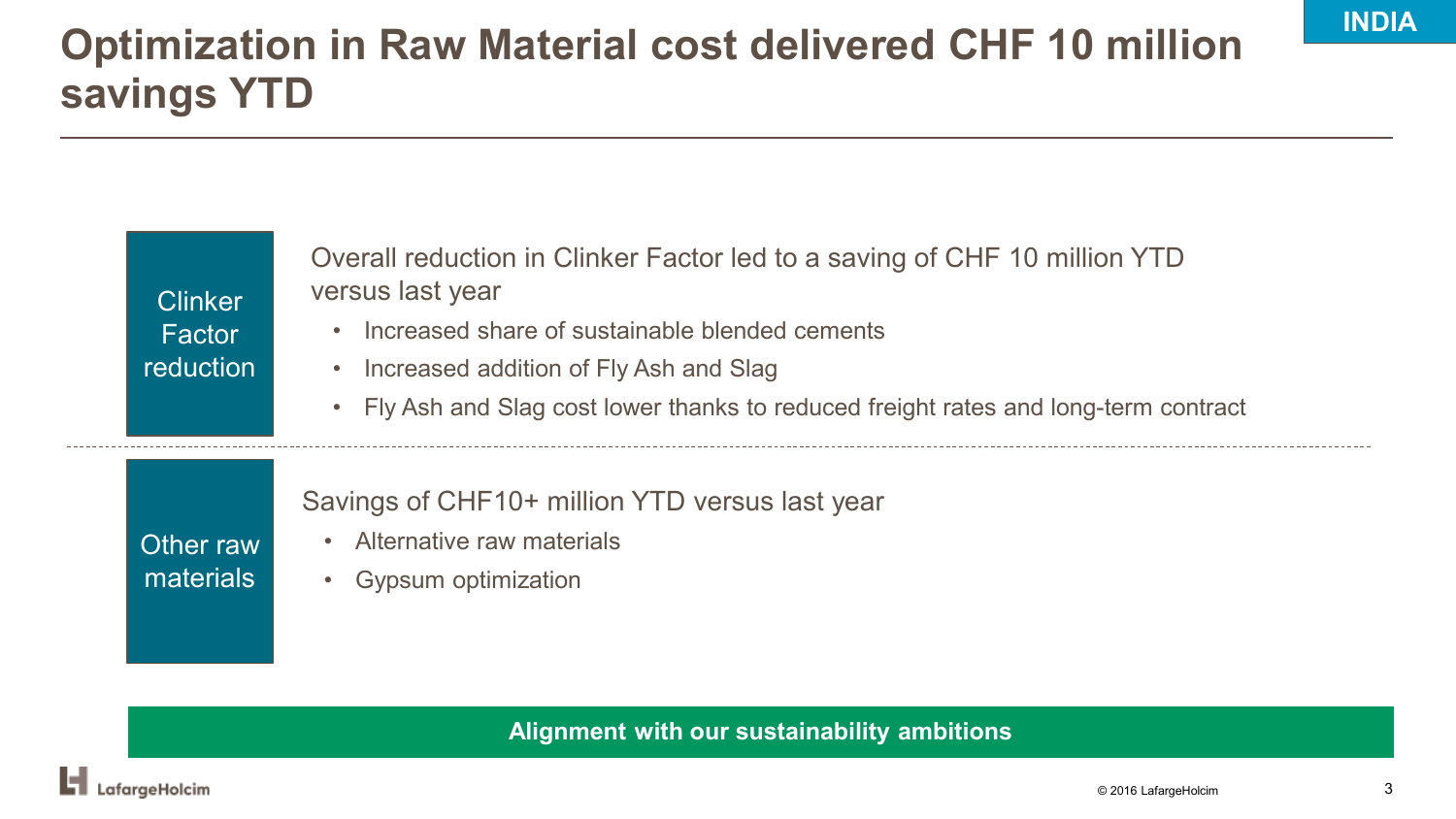INDIA

# Optimization in Raw Material cost delivered CHF 10 million savings YTD

**Clinker Factor reduction**

Overall reduction in Clinker Factor led to a saving of CHF 10 million YTD versus last year

- Increased share of sustainable blended cements
- Increased addition of Fly Ash and Slag
- Fly Ash and Slag cost lower thanks to reduced freight rates and long-term contract

---

**Other raw materials**

Savings of CHF10+ million YTD versus last year

- Alternative raw materials
- Gypsum optimization

**Alignment with our sustainability ambitions**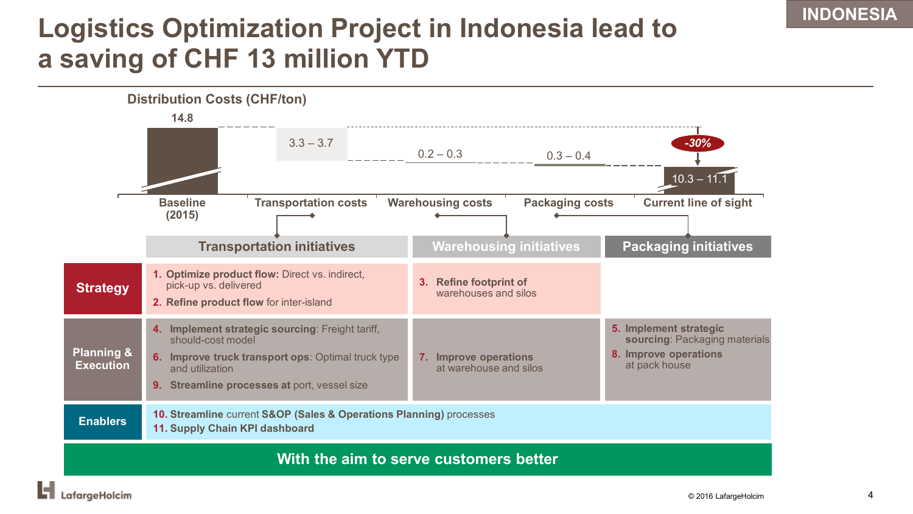# Logistics Optimization Project in Indonesia lead to a saving of CHF 13 million YTD

INDONESIA

**Distribution Costs (CHF/ton)**

14.8

3.3 – 3.7

0.2 – 0.3

0.3 – 0.4

-30%

10.3 – 11.1

Baseline (2015) | Transportation costs | Warehousing costs | Packaging costs | Current line of sight

| | Transportation initiatives | Warehousing initiatives | Packaging initiatives |
|---|---|---|---|
| **Strategy** | 1. **Optimize product flow:** Direct vs. indirect, pick-up vs. delivered<br>2. **Refine product flow** for inter-island | 3. **Refine footprint of** warehouses and silos | |
| **Planning & Execution** | 4. **Implement strategic sourcing**: Freight tariff, should-cost model<br>6. **Improve truck transport ops**: Optimal truck type and utilization<br>9. **Streamline processes at** port, vessel size | 7. **Improve operations** at warehouse and silos | 5. **Implement strategic sourcing**: Packaging materials<br>8. **Improve operations** at pack house |
| **Enablers** | 10. **Streamline** current **S&OP (Sales & Operations Planning)** processes<br>11. **Supply Chain KPI dashboard** | | |

**With the aim to serve customers better**

© 2016 LafargeHolcim